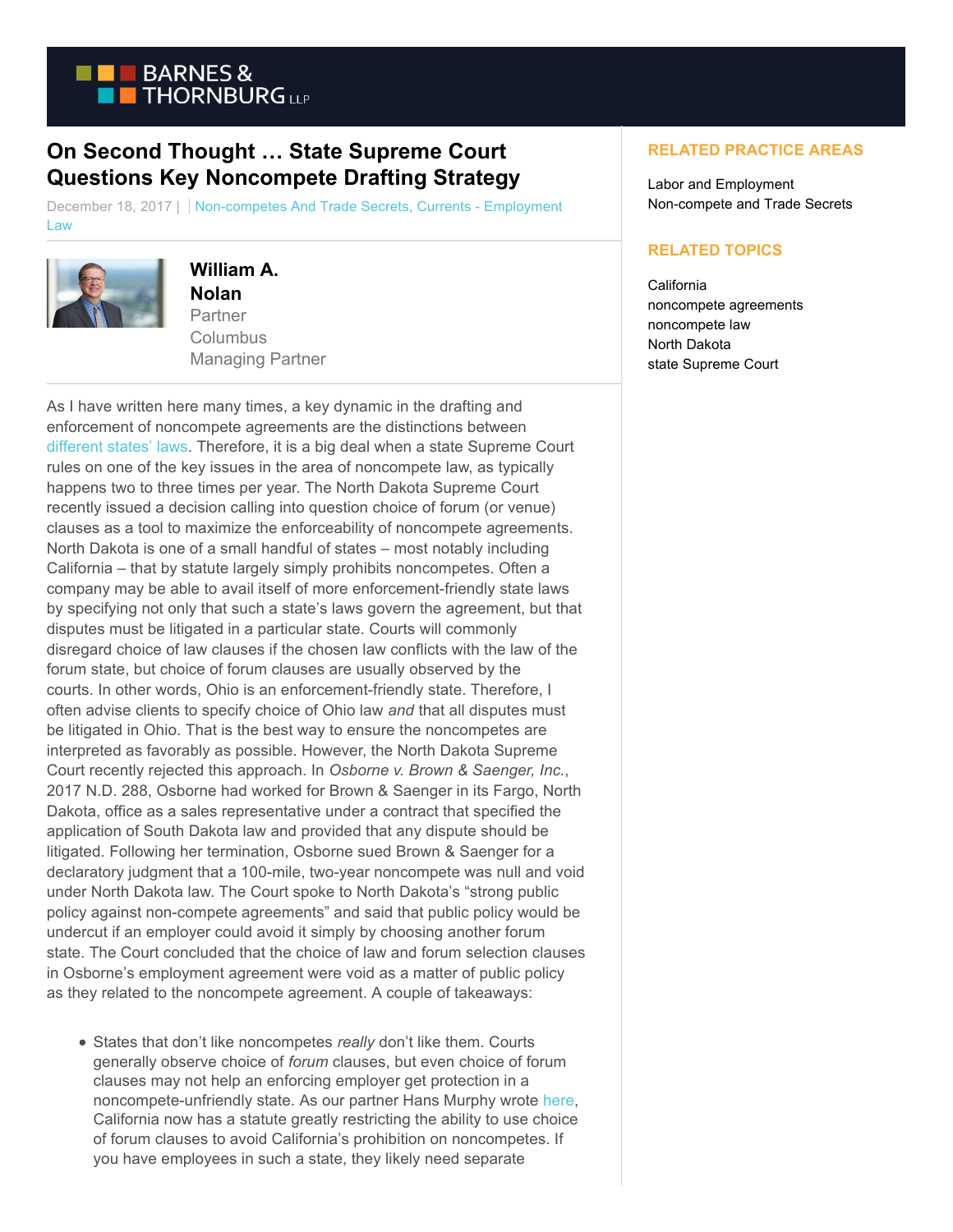# On Second Thought … State Supreme Court Questions Key Noncompete Drafting Strategy

December 18, 2017 | Non-competes And Trade Secrets, Currents - Employment Law

**William A. Nolan**
Partner
Columbus
Managing Partner

As I have written here many times, a key dynamic in the drafting and enforcement of noncompete agreements are the distinctions between different states' laws. Therefore, it is a big deal when a state Supreme Court rules on one of the key issues in the area of noncompete law, as typically happens two to three times per year. The North Dakota Supreme Court recently issued a decision calling into question choice of forum (or venue) clauses as a tool to maximize the enforceability of noncompete agreements. North Dakota is one of a small handful of states – most notably including California – that by statute largely simply prohibits noncompetes. Often a company may be able to avail itself of more enforcement-friendly state laws by specifying not only that such a state's laws govern the agreement, but that disputes must be litigated in a particular state. Courts will commonly disregard choice of law clauses if the chosen law conflicts with the law of the forum state, but choice of forum clauses are usually observed by the courts. In other words, Ohio is an enforcement-friendly state. Therefore, I often advise clients to specify choice of Ohio law *and* that all disputes must be litigated in Ohio. That is the best way to ensure the noncompetes are interpreted as favorably as possible. However, the North Dakota Supreme Court recently rejected this approach. In *Osborne v. Brown & Saenger, Inc.*, 2017 N.D. 288, Osborne had worked for Brown & Saenger in its Fargo, North Dakota, office as a sales representative under a contract that specified the application of South Dakota law and provided that any dispute should be litigated. Following her termination, Osborne sued Brown & Saenger for a declaratory judgment that a 100-mile, two-year noncompete was null and void under North Dakota law. The Court spoke to North Dakota's "strong public policy against non-compete agreements" and said that public policy would be undercut if an employer could avoid it simply by choosing another forum state. The Court concluded that the choice of law and forum selection clauses in Osborne's employment agreement were void as a matter of public policy as they related to the noncompete agreement. A couple of takeaways:

- States that don't like noncompetes *really* don't like them. Courts generally observe choice of *forum* clauses, but even choice of forum clauses may not help an enforcing employer get protection in a noncompete-unfriendly state. As our partner Hans Murphy wrote here, California now has a statute greatly restricting the ability to use choice of forum clauses to avoid California's prohibition on noncompetes. If you have employees in such a state, they likely need separate

## RELATED PRACTICE AREAS

Labor and Employment
Non-compete and Trade Secrets

## RELATED TOPICS

California
noncompete agreements
noncompete law
North Dakota
state Supreme Court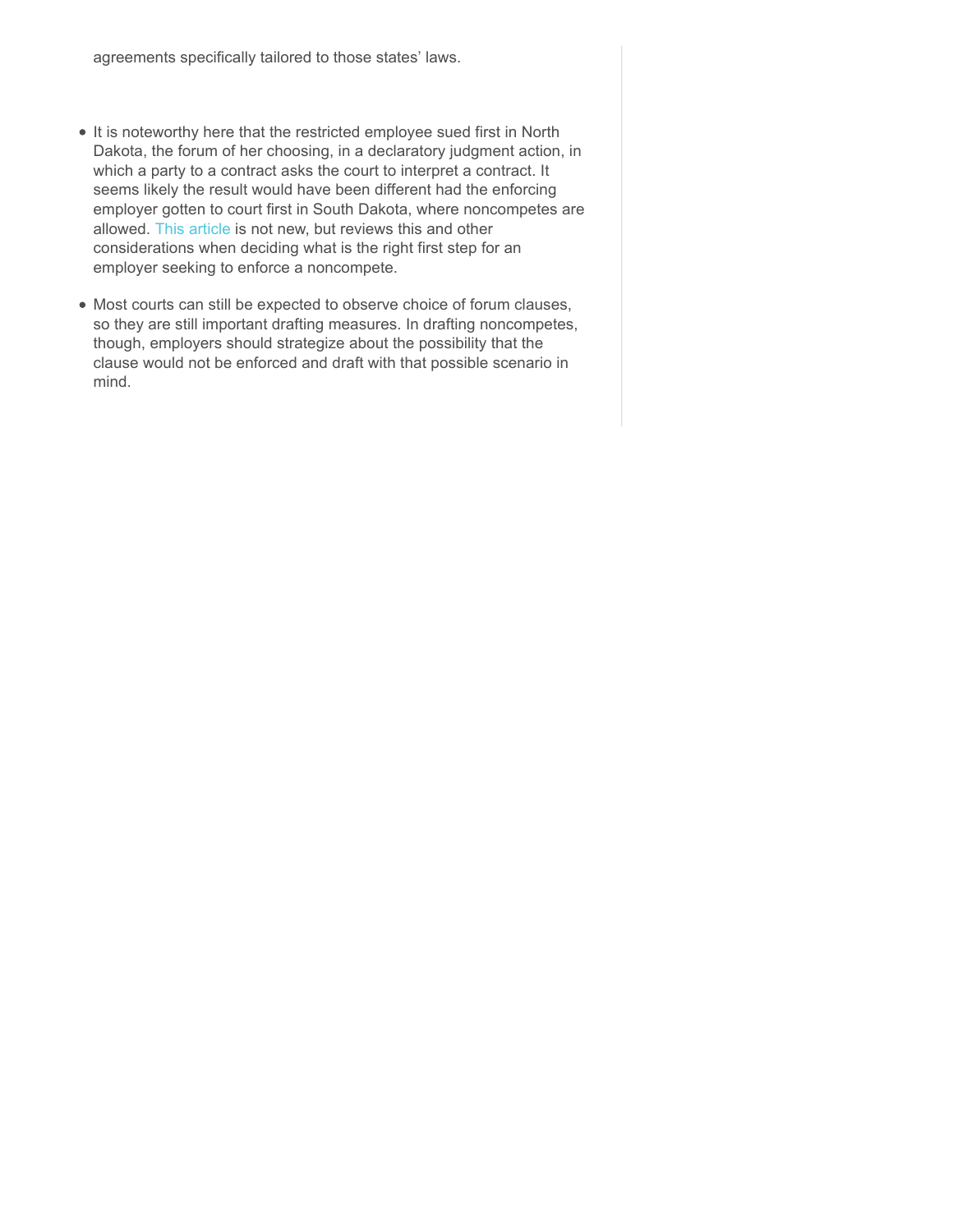agreements specifically tailored to those states' laws.

- It is noteworthy here that the restricted employee sued first in North Dakota, the forum of her choosing, in a declaratory judgment action, in which a party to a contract asks the court to interpret a contract. It seems likely the result would have been different had the enforcing employer gotten to court first in South Dakota, where noncompetes are allowed. This article is not new, but reviews this and other considerations when deciding what is the right first step for an employer seeking to enforce a noncompete.
- Most courts can still be expected to observe choice of forum clauses, so they are still important drafting measures. In drafting noncompetes, though, employers should strategize about the possibility that the clause would not be enforced and draft with that possible scenario in mind.